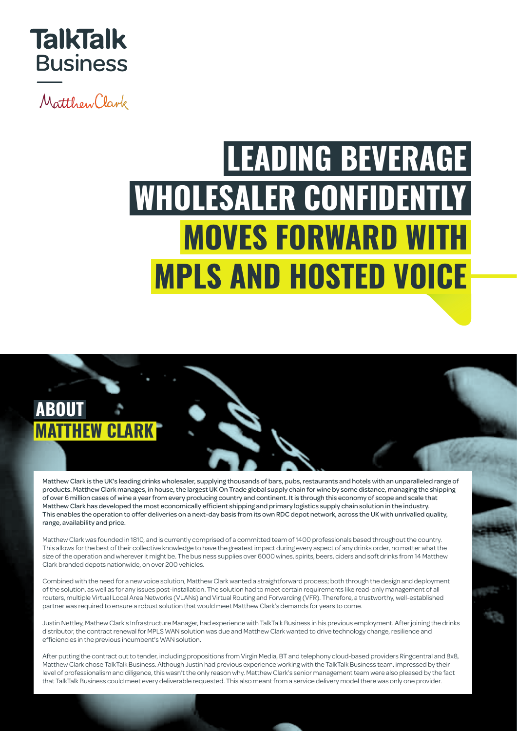TalkTalk Business

Matthew Clark

# LEADING BEVERAGE WHOLESALER CONFIDENTLY MOVES FORWARD WITH MPLS AND HOSTED VOICE

## ABOUT MATTHEW CLARK

Matthew Clark is the UK's leading drinks wholesaler, supplying thousands of bars, pubs, restaurants and hotels with an unparalleled range of products. Matthew Clark manages, in house, the largest UK On Trade global supply chain for wine by some distance, managing the shipping of over 6 million cases of wine a year from every producing country and continent. It is through this economy of scope and scale that Matthew Clark has developed the most economically efficient shipping and primary logistics supply chain solution in the industry. This enables the operation to offer deliveries on a next-day basis from its own RDC depot network, across the UK with unrivalled quality, range, availability and price.

Matthew Clark was founded in 1810, and is currently comprised of a committed team of 1400 professionals based throughout the country. This allows for the best of their collective knowledge to have the greatest impact during every aspect of any drinks order, no matter what the size of the operation and wherever it might be. The business supplies over 6000 wines, spirits, beers, ciders and soft drinks from 14 Matthew Clark branded depots nationwide, on over 200 vehicles.

Combined with the need for a new voice solution, Matthew Clark wanted a straightforward process; both through the design and deployment of the solution, as well as for any issues post-installation. The solution had to meet certain requirements like read-only management of all routers, multiple Virtual Local Area Networks (VLANs) and Virtual Routing and Forwarding (VFR). Therefore, a trustworthy, well-established partner was required to ensure a robust solution that would meet Matthew Clark's demands for years to come.

Justin Nettley, Mathew Clark's Infrastructure Manager, had experience with TalkTalk Business in his previous employment. After joining the drinks distributor, the contract renewal for MPLS WAN solution was due and Matthew Clark wanted to drive technology change, resilience and efficiencies in the previous incumbent's WAN solution.

After putting the contract out to tender, including propositions from Virgin Media, BT and telephony cloud-based providers Ringcentral and 8x8, Matthew Clark chose TalkTalk Business. Although Justin had previous experience working with the TalkTalk Business team, impressed by their level of professionalism and diligence, this wasn't the only reason why. Matthew Clark's senior management team were also pleased by the fact that TalkTalk Business could meet every deliverable requested. This also meant from a service delivery model there was only one provider.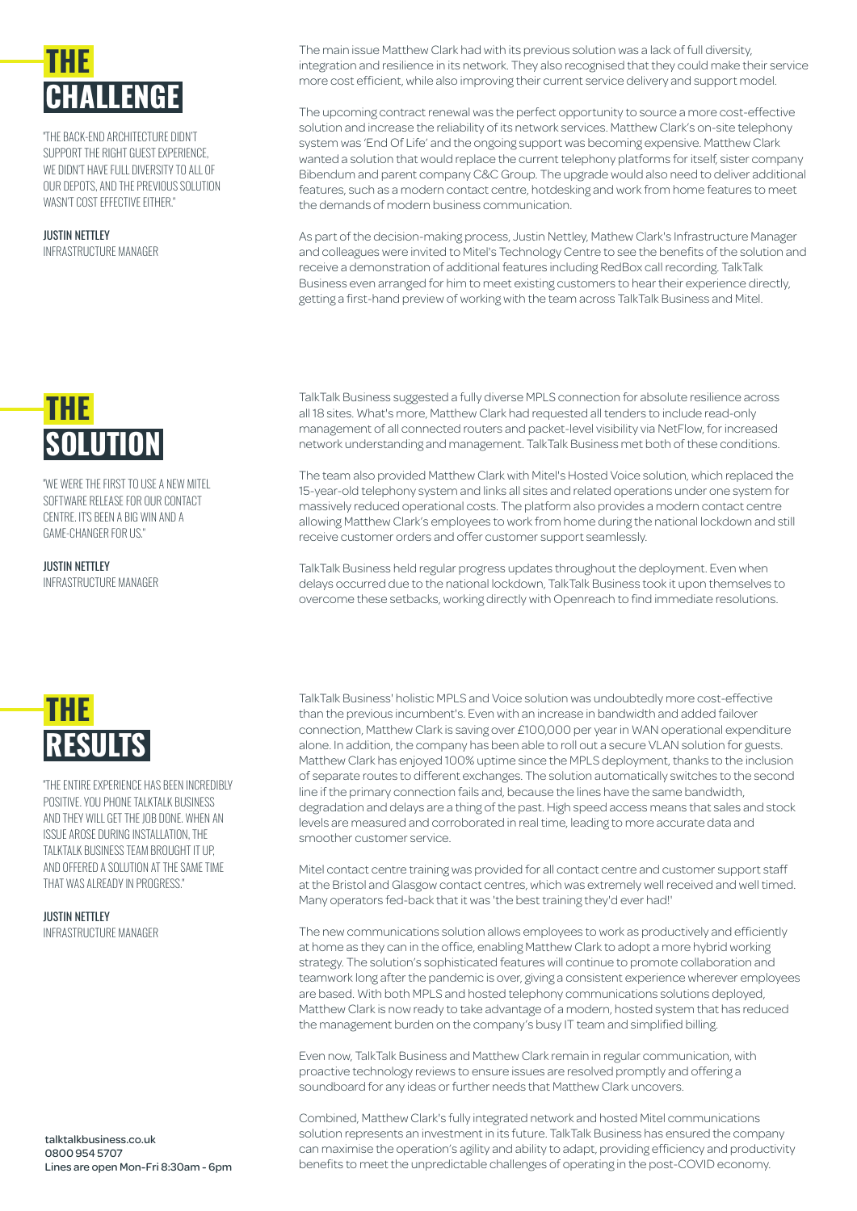## THE CHALLENGE

"THE BACK-END ARCHITECTURE DIDN'T SUPPORT THE RIGHT GUEST EXPERIENCE, WE DIDN'T HAVE FULL DIVERSITY TO ALL OF OUR DEPOTS, AND THE PREVIOUS SOLUTION WASN'T COST EFFECTIVE EITHER."

JUSTIN NETTLEY
INFRASTRUCTURE MANAGER

The main issue Matthew Clark had with its previous solution was a lack of full diversity, integration and resilience in its network. They also recognised that they could make their service more cost efficient, while also improving their current service delivery and support model.

The upcoming contract renewal was the perfect opportunity to source a more cost-effective solution and increase the reliability of its network services. Matthew Clark's on-site telephony system was 'End Of Life' and the ongoing support was becoming expensive. Matthew Clark wanted a solution that would replace the current telephony platforms for itself, sister company Bibendum and parent company C&C Group. The upgrade would also need to deliver additional features, such as a modern contact centre, hotdesking and work from home features to meet the demands of modern business communication.

As part of the decision-making process, Justin Nettley, Mathew Clark's Infrastructure Manager and colleagues were invited to Mitel's Technology Centre to see the benefits of the solution and receive a demonstration of additional features including RedBox call recording. TalkTalk Business even arranged for him to meet existing customers to hear their experience directly, getting a first-hand preview of working with the team across TalkTalk Business and Mitel.

## THE SOLUTION

"WE WERE THE FIRST TO USE A NEW MITEL SOFTWARE RELEASE FOR OUR CONTACT CENTRE. IT'S BEEN A BIG WIN AND A GAME-CHANGER FOR US."

JUSTIN NETTLEY
INFRASTRUCTURE MANAGER

TalkTalk Business suggested a fully diverse MPLS connection for absolute resilience across all 18 sites. What's more, Matthew Clark had requested all tenders to include read-only management of all connected routers and packet-level visibility via NetFlow, for increased network understanding and management. TalkTalk Business met both of these conditions.

The team also provided Matthew Clark with Mitel's Hosted Voice solution, which replaced the 15-year-old telephony system and links all sites and related operations under one system for massively reduced operational costs. The platform also provides a modern contact centre allowing Matthew Clark's employees to work from home during the national lockdown and still receive customer orders and offer customer support seamlessly.

TalkTalk Business held regular progress updates throughout the deployment. Even when delays occurred due to the national lockdown, TalkTalk Business took it upon themselves to overcome these setbacks, working directly with Openreach to find immediate resolutions.

## THE RESULTS

"THE ENTIRE EXPERIENCE HAS BEEN INCREDIBLY POSITIVE. YOU PHONE TALKTALK BUSINESS AND THEY WILL GET THE JOB DONE. WHEN AN ISSUE AROSE DURING INSTALLATION, THE TALKTALK BUSINESS TEAM BROUGHT IT UP, AND OFFERED A SOLUTION AT THE SAME TIME THAT WAS ALREADY IN PROGRESS."

JUSTIN NETTLEY
INFRASTRUCTURE MANAGER

TalkTalk Business' holistic MPLS and Voice solution was undoubtedly more cost-effective than the previous incumbent's. Even with an increase in bandwidth and added failover connection, Matthew Clark is saving over £100,000 per year in WAN operational expenditure alone. In addition, the company has been able to roll out a secure VLAN solution for guests. Matthew Clark has enjoyed 100% uptime since the MPLS deployment, thanks to the inclusion of separate routes to different exchanges. The solution automatically switches to the second line if the primary connection fails and, because the lines have the same bandwidth, degradation and delays are a thing of the past. High speed access means that sales and stock levels are measured and corroborated in real time, leading to more accurate data and smoother customer service.

Mitel contact centre training was provided for all contact centre and customer support staff at the Bristol and Glasgow contact centres, which was extremely well received and well timed. Many operators fed-back that it was 'the best training they'd ever had!'

The new communications solution allows employees to work as productively and efficiently at home as they can in the office, enabling Matthew Clark to adopt a more hybrid working strategy. The solution's sophisticated features will continue to promote collaboration and teamwork long after the pandemic is over, giving a consistent experience wherever employees are based. With both MPLS and hosted telephony communications solutions deployed, Matthew Clark is now ready to take advantage of a modern, hosted system that has reduced the management burden on the company's busy IT team and simplified billing.

Even now, TalkTalk Business and Matthew Clark remain in regular communication, with proactive technology reviews to ensure issues are resolved promptly and offering a soundboard for any ideas or further needs that Matthew Clark uncovers.

Combined, Matthew Clark's fully integrated network and hosted Mitel communications solution represents an investment in its future. TalkTalk Business has ensured the company can maximise the operation's agility and ability to adapt, providing efficiency and productivity benefits to meet the unpredictable challenges of operating in the post-COVID economy.

talktalkbusiness.co.uk
0800 954 5707
Lines are open Mon-Fri 8:30am - 6pm